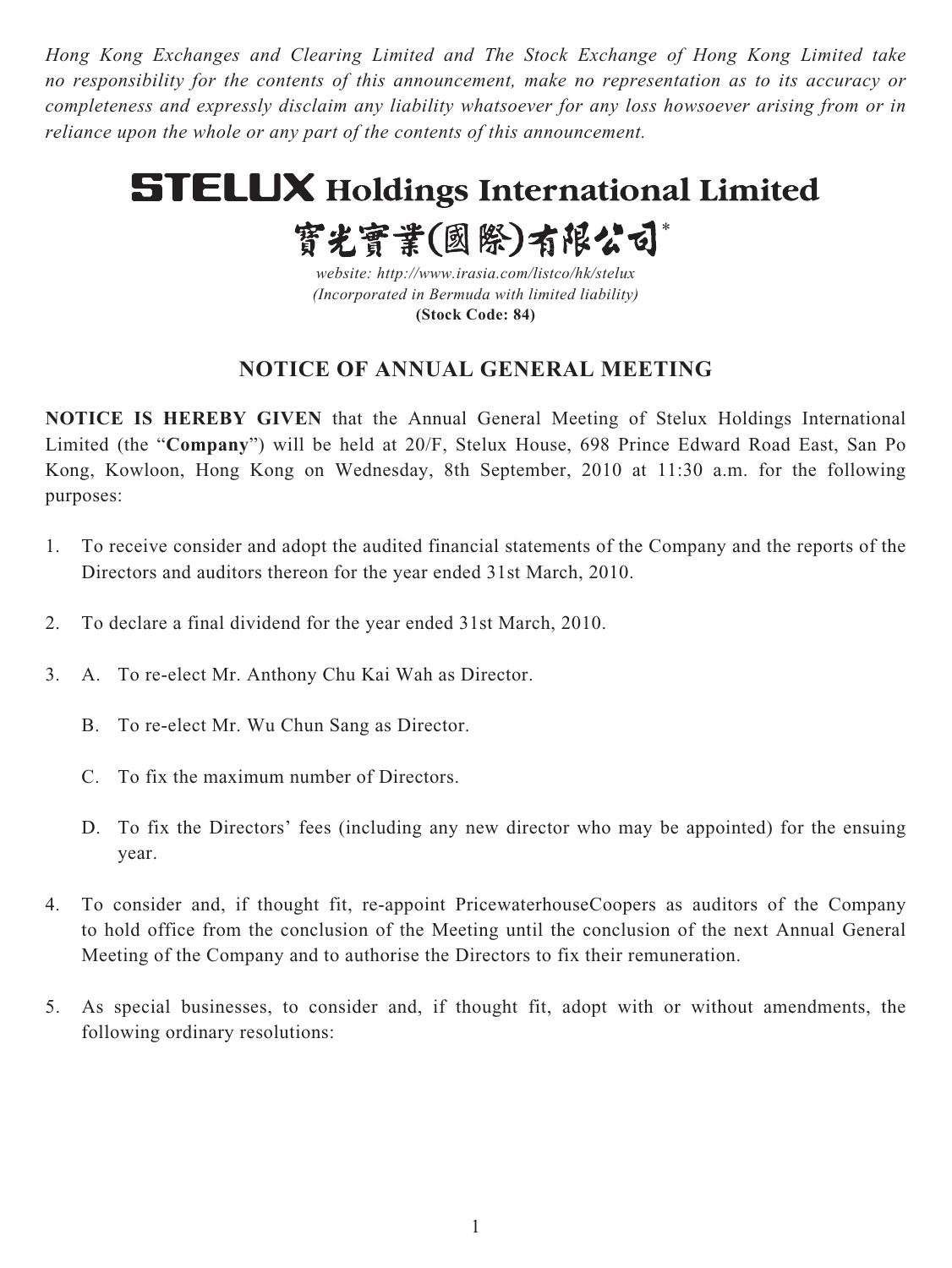*Hong Kong Exchanges and Clearing Limited and The Stock Exchange of Hong Kong Limited take no responsibility for the contents of this announcement, make no representation as to its accuracy or completeness and expressly disclaim any liability whatsoever for any loss howsoever arising from or in reliance upon the whole or any part of the contents of this announcement.*

# STELUX Holdings International Limited

# 寶光實業(國際)有限公司*

*website: http://www.irasia.com/listco/hk/stelux*
*(Incorporated in Bermuda with limited liability)*
**(Stock Code: 84)**

## NOTICE OF ANNUAL GENERAL MEETING

**NOTICE IS HEREBY GIVEN** that the Annual General Meeting of Stelux Holdings International Limited (the "**Company**") will be held at 20/F, Stelux House, 698 Prince Edward Road East, San Po Kong, Kowloon, Hong Kong on Wednesday, 8th September, 2010 at 11:30 a.m. for the following purposes:

1. To receive consider and adopt the audited financial statements of the Company and the reports of the Directors and auditors thereon for the year ended 31st March, 2010.

2. To declare a final dividend for the year ended 31st March, 2010.

3. A. To re-elect Mr. Anthony Chu Kai Wah as Director.

   B. To re-elect Mr. Wu Chun Sang as Director.

   C. To fix the maximum number of Directors.

   D. To fix the Directors' fees (including any new director who may be appointed) for the ensuing year.

4. To consider and, if thought fit, re-appoint PricewaterhouseCoopers as auditors of the Company to hold office from the conclusion of the Meeting until the conclusion of the next Annual General Meeting of the Company and to authorise the Directors to fix their remuneration.

5. As special businesses, to consider and, if thought fit, adopt with or without amendments, the following ordinary resolutions: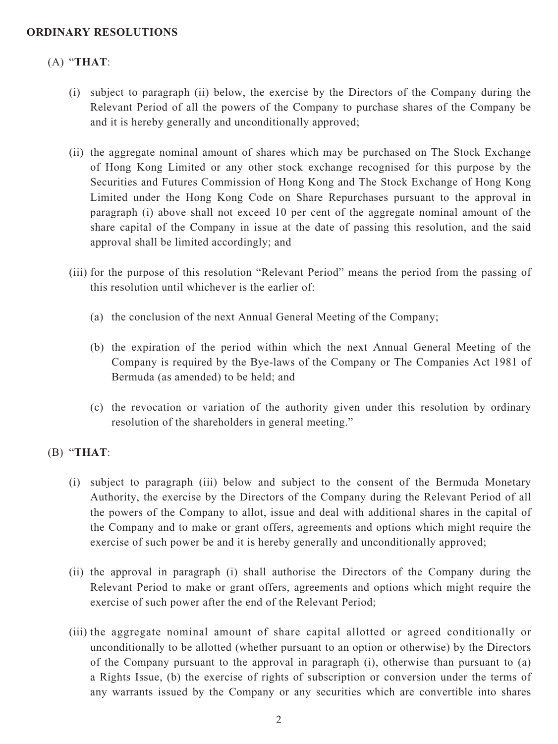**ORDINARY RESOLUTIONS**

(A) "**THAT**:

(i) subject to paragraph (ii) below, the exercise by the Directors of the Company during the Relevant Period of all the powers of the Company to purchase shares of the Company be and it is hereby generally and unconditionally approved;

(ii) the aggregate nominal amount of shares which may be purchased on The Stock Exchange of Hong Kong Limited or any other stock exchange recognised for this purpose by the Securities and Futures Commission of Hong Kong and The Stock Exchange of Hong Kong Limited under the Hong Kong Code on Share Repurchases pursuant to the approval in paragraph (i) above shall not exceed 10 per cent of the aggregate nominal amount of the share capital of the Company in issue at the date of passing this resolution, and the said approval shall be limited accordingly; and

(iii) for the purpose of this resolution "Relevant Period" means the period from the passing of this resolution until whichever is the earlier of:

(a) the conclusion of the next Annual General Meeting of the Company;

(b) the expiration of the period within which the next Annual General Meeting of the Company is required by the Bye-laws of the Company or The Companies Act 1981 of Bermuda (as amended) to be held; and

(c) the revocation or variation of the authority given under this resolution by ordinary resolution of the shareholders in general meeting."

(B) "**THAT**:

(i) subject to paragraph (iii) below and subject to the consent of the Bermuda Monetary Authority, the exercise by the Directors of the Company during the Relevant Period of all the powers of the Company to allot, issue and deal with additional shares in the capital of the Company and to make or grant offers, agreements and options which might require the exercise of such power be and it is hereby generally and unconditionally approved;

(ii) the approval in paragraph (i) shall authorise the Directors of the Company during the Relevant Period to make or grant offers, agreements and options which might require the exercise of such power after the end of the Relevant Period;

(iii) the aggregate nominal amount of share capital allotted or agreed conditionally or unconditionally to be allotted (whether pursuant to an option or otherwise) by the Directors of the Company pursuant to the approval in paragraph (i), otherwise than pursuant to (a) a Rights Issue, (b) the exercise of rights of subscription or conversion under the terms of any warrants issued by the Company or any securities which are convertible into shares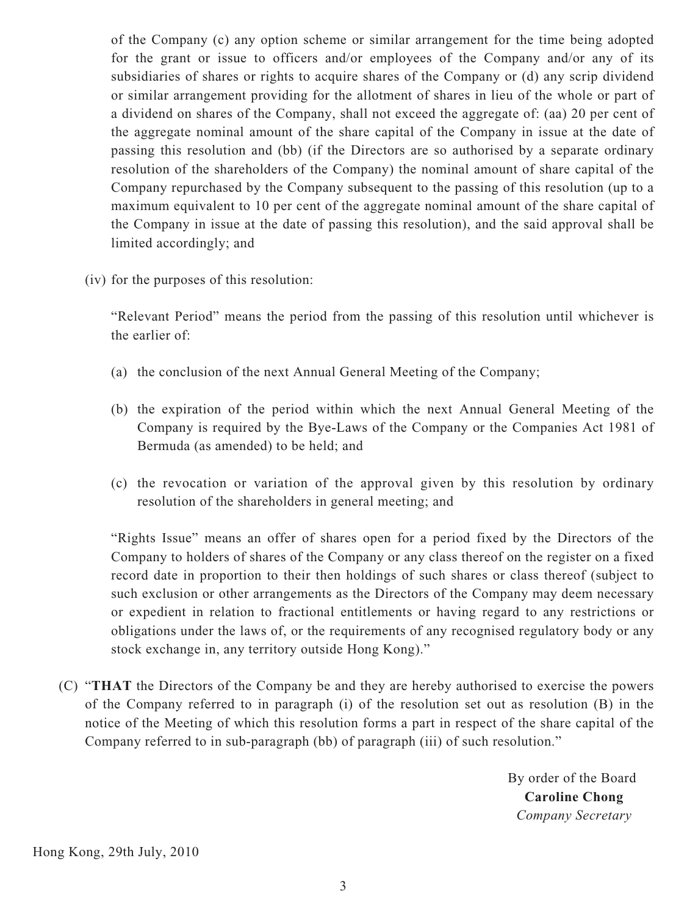of the Company (c) any option scheme or similar arrangement for the time being adopted for the grant or issue to officers and/or employees of the Company and/or any of its subsidiaries of shares or rights to acquire shares of the Company or (d) any scrip dividend or similar arrangement providing for the allotment of shares in lieu of the whole or part of a dividend on shares of the Company, shall not exceed the aggregate of: (aa) 20 per cent of the aggregate nominal amount of the share capital of the Company in issue at the date of passing this resolution and (bb) (if the Directors are so authorised by a separate ordinary resolution of the shareholders of the Company) the nominal amount of share capital of the Company repurchased by the Company subsequent to the passing of this resolution (up to a maximum equivalent to 10 per cent of the aggregate nominal amount of the share capital of the Company in issue at the date of passing this resolution), and the said approval shall be limited accordingly; and

(iv) for the purposes of this resolution:

"Relevant Period" means the period from the passing of this resolution until whichever is the earlier of:

(a) the conclusion of the next Annual General Meeting of the Company;

(b) the expiration of the period within which the next Annual General Meeting of the Company is required by the Bye-Laws of the Company or the Companies Act 1981 of Bermuda (as amended) to be held; and

(c) the revocation or variation of the approval given by this resolution by ordinary resolution of the shareholders in general meeting; and

"Rights Issue" means an offer of shares open for a period fixed by the Directors of the Company to holders of shares of the Company or any class thereof on the register on a fixed record date in proportion to their then holdings of such shares or class thereof (subject to such exclusion or other arrangements as the Directors of the Company may deem necessary or expedient in relation to fractional entitlements or having regard to any restrictions or obligations under the laws of, or the requirements of any recognised regulatory body or any stock exchange in, any territory outside Hong Kong)."

(C) "**THAT** the Directors of the Company be and they are hereby authorised to exercise the powers of the Company referred to in paragraph (i) of the resolution set out as resolution (B) in the notice of the Meeting of which this resolution forms a part in respect of the share capital of the Company referred to in sub-paragraph (bb) of paragraph (iii) of such resolution."

By order of the Board
**Caroline Chong**
*Company Secretary*

Hong Kong, 29th July, 2010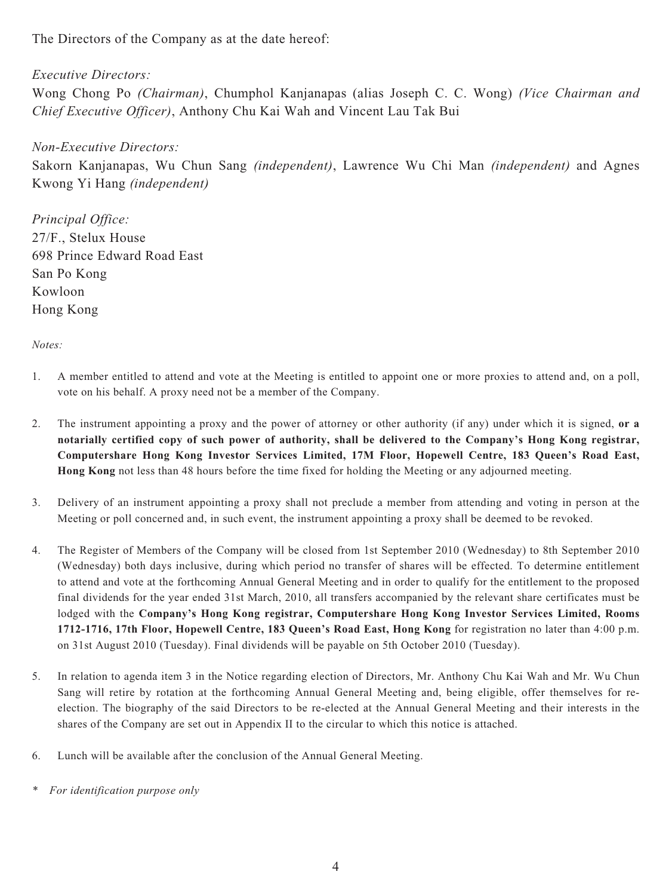The Directors of the Company as at the date hereof:

*Executive Directors:*
Wong Chong Po *(Chairman)*, Chumphol Kanjanapas (alias Joseph C. C. Wong) *(Vice Chairman and Chief Executive Officer)*, Anthony Chu Kai Wah and Vincent Lau Tak Bui

*Non-Executive Directors:*
Sakorn Kanjanapas, Wu Chun Sang *(independent)*, Lawrence Wu Chi Man *(independent)* and Agnes Kwong Yi Hang *(independent)*

*Principal Office:*
27/F., Stelux House
698 Prince Edward Road East
San Po Kong
Kowloon
Hong Kong

*Notes:*

1. A member entitled to attend and vote at the Meeting is entitled to appoint one or more proxies to attend and, on a poll, vote on his behalf. A proxy need not be a member of the Company.

2. The instrument appointing a proxy and the power of attorney or other authority (if any) under which it is signed, **or a notarially certified copy of such power of authority, shall be delivered to the Company's Hong Kong registrar, Computershare Hong Kong Investor Services Limited, 17M Floor, Hopewell Centre, 183 Queen's Road East, Hong Kong** not less than 48 hours before the time fixed for holding the Meeting or any adjourned meeting.

3. Delivery of an instrument appointing a proxy shall not preclude a member from attending and voting in person at the Meeting or poll concerned and, in such event, the instrument appointing a proxy shall be deemed to be revoked.

4. The Register of Members of the Company will be closed from 1st September 2010 (Wednesday) to 8th September 2010 (Wednesday) both days inclusive, during which period no transfer of shares will be effected. To determine entitlement to attend and vote at the forthcoming Annual General Meeting and in order to qualify for the entitlement to the proposed final dividends for the year ended 31st March, 2010, all transfers accompanied by the relevant share certificates must be lodged with the **Company's Hong Kong registrar, Computershare Hong Kong Investor Services Limited, Rooms 1712-1716, 17th Floor, Hopewell Centre, 183 Queen's Road East, Hong Kong** for registration no later than 4:00 p.m. on 31st August 2010 (Tuesday). Final dividends will be payable on 5th October 2010 (Tuesday).

5. In relation to agenda item 3 in the Notice regarding election of Directors, Mr. Anthony Chu Kai Wah and Mr. Wu Chun Sang will retire by rotation at the forthcoming Annual General Meeting and, being eligible, offer themselves for re-election. The biography of the said Directors to be re-elected at the Annual General Meeting and their interests in the shares of the Company are set out in Appendix II to the circular to which this notice is attached.

6. Lunch will be available after the conclusion of the Annual General Meeting.

\* *For identification purpose only*